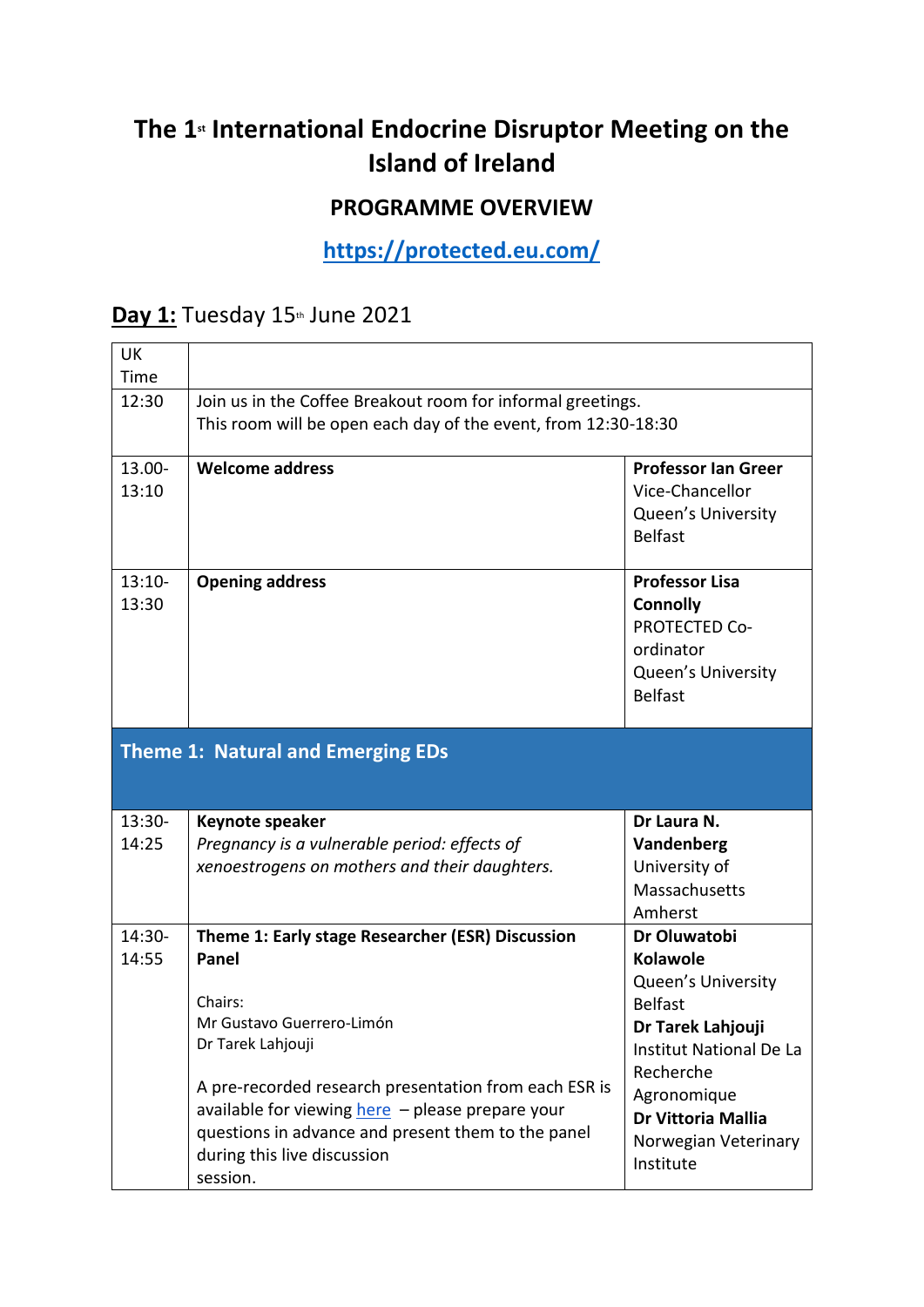# The 1st International Endocrine Disruptor Meeting on the Island of Ireland

## PROGRAMME OVERVIEW

## https://protected.eu.com/

## **Day 1:** Tuesday 15th June 2021

| UK Time | | |
|---|---|---|
| 12:30 | Join us in the Coffee Breakout room for informal greetings.<br>This room will be open each day of the event, from 12:30-18:30 | |
| 13.00-13:10 | **Welcome address** | **Professor Ian Greer**<br>Vice-Chancellor<br>Queen's University Belfast |
| 13:10-13:30 | **Opening address** | **Professor Lisa Connolly**<br>PROTECTED Co-ordinator<br>Queen's University Belfast |
| **Theme 1: Natural and Emerging EDs** | | |
| 13:30-14:25 | **Keynote speaker**<br>*Pregnancy is a vulnerable period: effects of xenoestrogens on mothers and their daughters.* | **Dr Laura N. Vandenberg**<br>University of Massachusetts Amherst |
| 14:30-14:55 | **Theme 1: Early stage Researcher (ESR) Discussion Panel**<br><br>Chairs:<br>Mr Gustavo Guerrero-Limón<br>Dr Tarek Lahjouji<br><br>A pre-recorded research presentation from each ESR is available for viewing here – please prepare your questions in advance and present them to the panel during this live discussion session. | **Dr Oluwatobi Kolawole**<br>Queen's University Belfast<br>**Dr Tarek Lahjouji**<br>Institut National De La Recherche Agronomique<br>**Dr Vittoria Mallia**<br>Norwegian Veterinary Institute |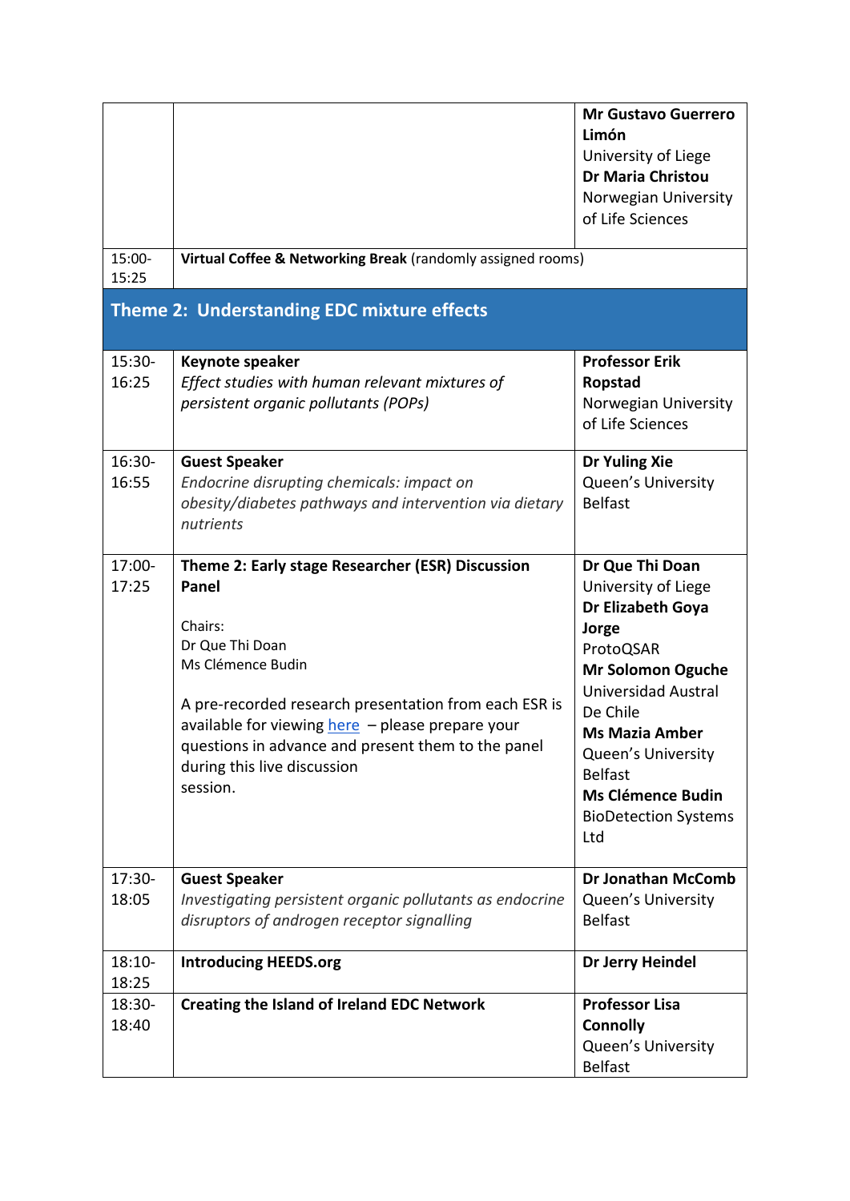| | | |
|---|---|---|
| | | **Mr Gustavo Guerrero Limón**<br>University of Liege<br>**Dr Maria Christou**<br>Norwegian University of Life Sciences |
| 15:00-15:25 | **Virtual Coffee & Networking Break** (randomly assigned rooms) | |

## Theme 2: Understanding EDC mixture effects

| | | |
|---|---|---|
| 15:30-16:25 | **Keynote speaker**<br>*Effect studies with human relevant mixtures of persistent organic pollutants (POPs)* | **Professor Erik Ropstad**<br>Norwegian University of Life Sciences |
| 16:30-16:55 | **Guest Speaker**<br>*Endocrine disrupting chemicals: impact on obesity/diabetes pathways and intervention via dietary nutrients* | **Dr Yuling Xie**<br>Queen's University Belfast |
| 17:00-17:25 | **Theme 2: Early stage Researcher (ESR) Discussion Panel**<br><br>Chairs:<br>Dr Que Thi Doan<br>Ms Clémence Budin<br><br>A pre-recorded research presentation from each ESR is available for viewing here – please prepare your questions in advance and present them to the panel during this live discussion session. | **Dr Que Thi Doan**<br>University of Liege<br>**Dr Elizabeth Goya Jorge**<br>ProtoQSAR<br>**Mr Solomon Oguche**<br>Universidad Austral De Chile<br>**Ms Mazia Amber**<br>Queen's University Belfast<br>**Ms Clémence Budin**<br>BioDetection Systems Ltd |
| 17:30-18:05 | **Guest Speaker**<br>*Investigating persistent organic pollutants as endocrine disruptors of androgen receptor signalling* | **Dr Jonathan McComb**<br>Queen's University Belfast |
| 18:10-18:25 | **Introducing HEEDS.org** | **Dr Jerry Heindel** |
| 18:30-18:40 | **Creating the Island of Ireland EDC Network** | **Professor Lisa Connolly**<br>Queen's University Belfast |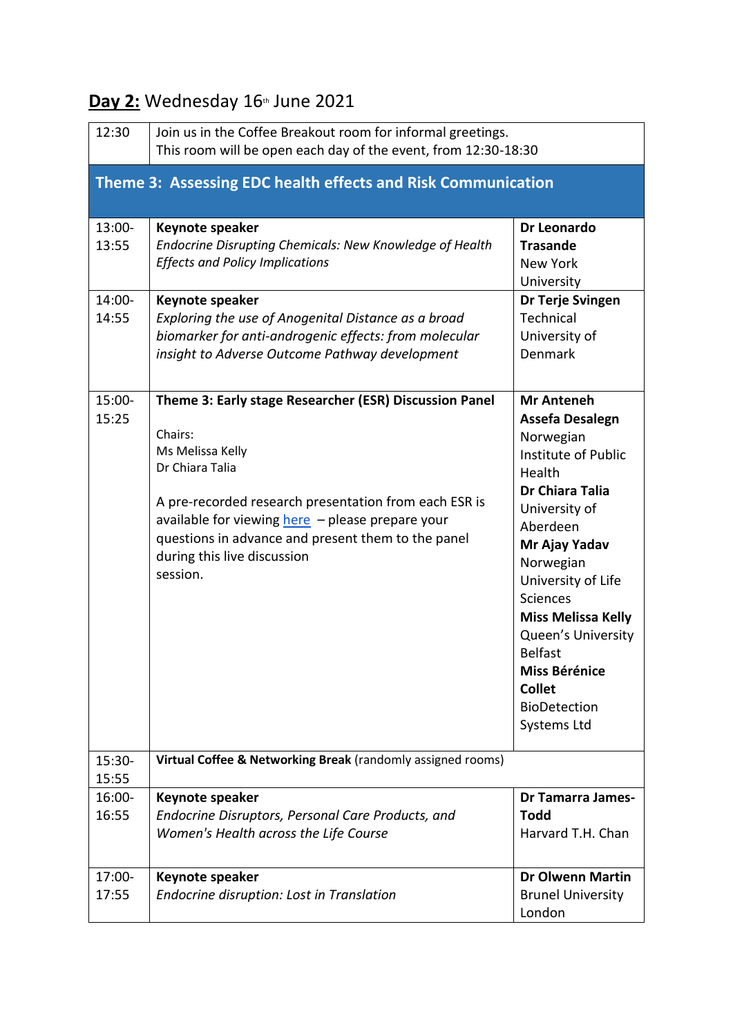## **Day 2:** Wednesday 16th June 2021

| | | |
|---|---|---|
| 12:30 | Join us in the Coffee Breakout room for informal greetings.<br>This room will be open each day of the event, from 12:30-18:30 | |
| **Theme 3: Assessing EDC health effects and Risk Communication** | | |
| 13:00-13:55 | **Keynote speaker**<br>*Endocrine Disrupting Chemicals: New Knowledge of Health Effects and Policy Implications* | **Dr Leonardo Trasande**<br>New York University |
| 14:00-14:55 | **Keynote speaker**<br>*Exploring the use of Anogenital Distance as a broad biomarker for anti-androgenic effects: from molecular insight to Adverse Outcome Pathway development* | **Dr Terje Svingen**<br>Technical University of Denmark |
| 15:00-15:25 | **Theme 3: Early stage Researcher (ESR) Discussion Panel**<br><br>Chairs:<br>Ms Melissa Kelly<br>Dr Chiara Talia<br><br>A pre-recorded research presentation from each ESR is available for viewing here – please prepare your questions in advance and present them to the panel during this live discussion session. | **Mr Anteneh Assefa Desalegn**<br>Norwegian Institute of Public Health<br>**Dr Chiara Talia**<br>University of Aberdeen<br>**Mr Ajay Yadav**<br>Norwegian University of Life Sciences<br>**Miss Melissa Kelly**<br>Queen's University Belfast<br>**Miss Bérénice Collet**<br>BioDetection Systems Ltd |
| 15:30-15:55 | **Virtual Coffee & Networking Break** (randomly assigned rooms) | |
| 16:00-16:55 | **Keynote speaker**<br>*Endocrine Disruptors, Personal Care Products, and Women's Health across the Life Course* | **Dr Tamarra James-Todd**<br>Harvard T.H. Chan |
| 17:00-17:55 | **Keynote speaker**<br>*Endocrine disruption: Lost in Translation* | **Dr Olwenn Martin**<br>Brunel University London |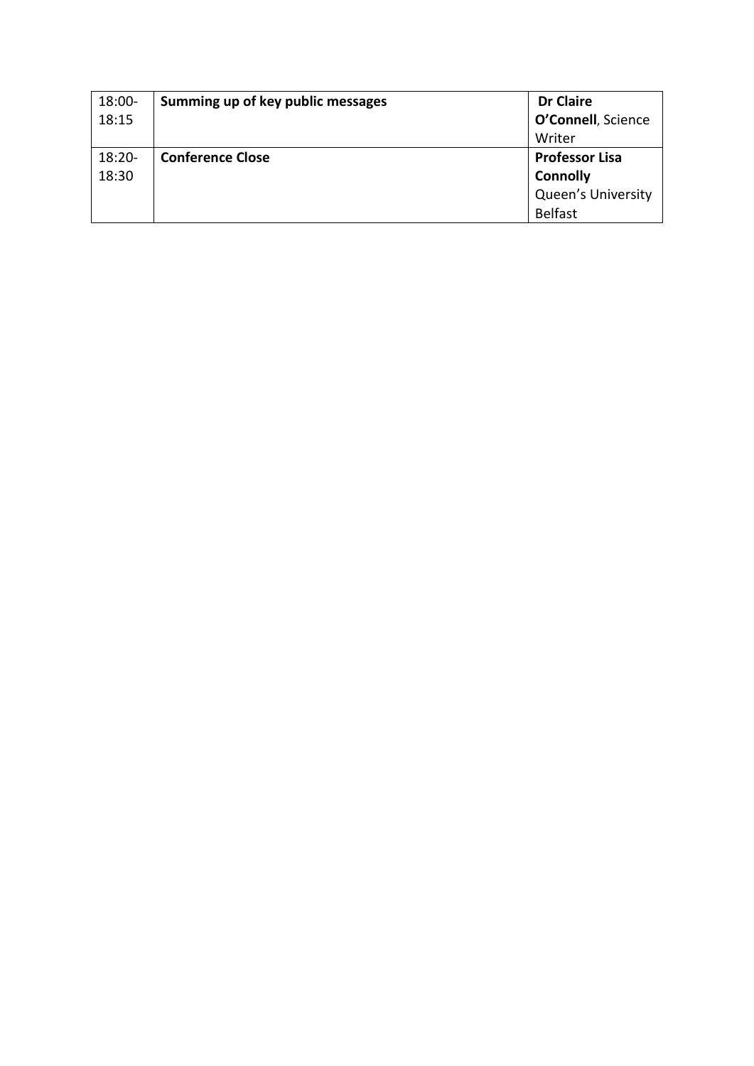| | | |
|---|---|---|
| 18:00-18:15 | **Summing up of key public messages** | **Dr Claire O'Connell**, Science Writer |
| 18:20-18:30 | **Conference Close** | **Professor Lisa Connolly** Queen's University Belfast |